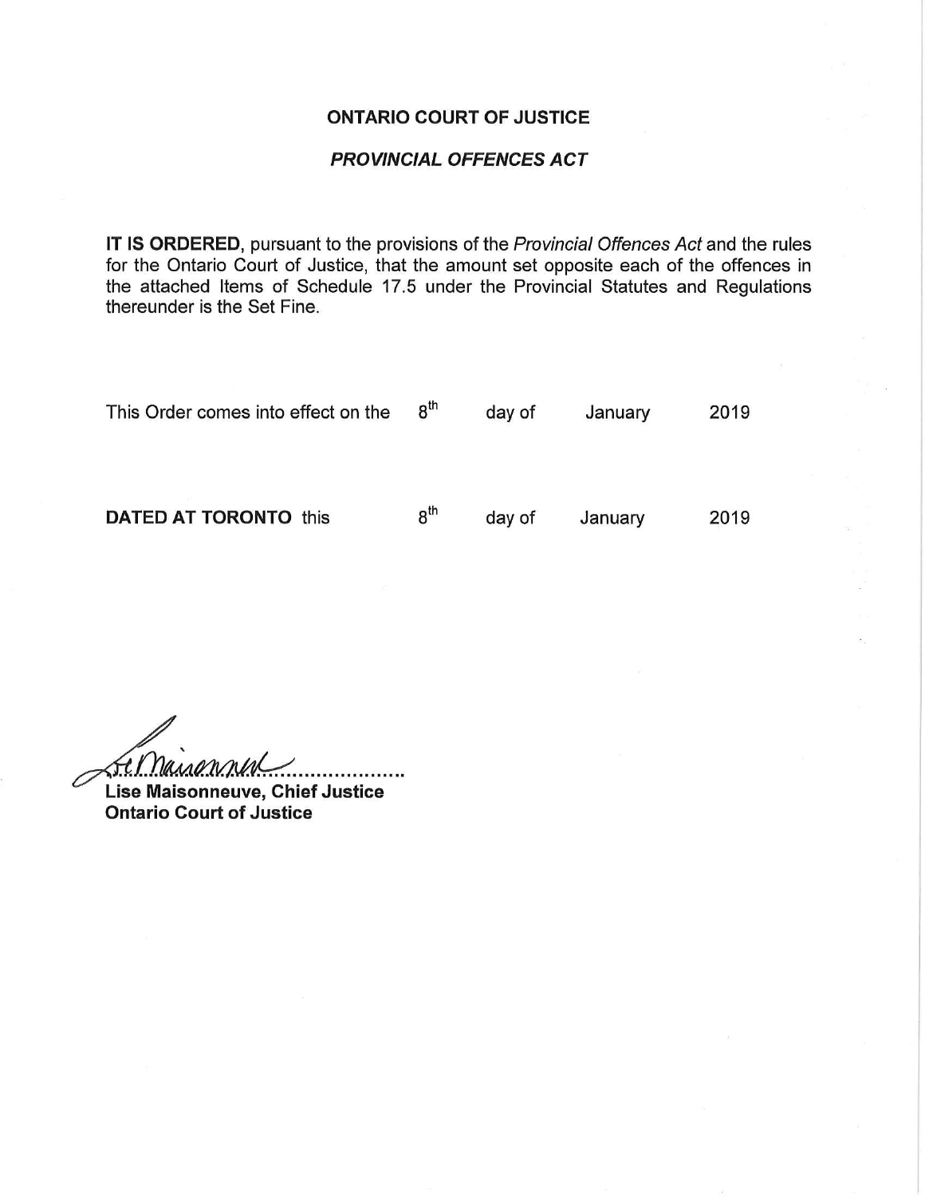**ONTARIO COURT OF JUSTICE**

***PROVINCIAL OFFENCES ACT***

**IT IS ORDERED**, pursuant to the provisions of the *Provincial Offences Act* and the rules for the Ontario Court of Justice, that the amount set opposite each of the offences in the attached Items of Schedule 17.5 under the Provincial Statutes and Regulations thereunder is the Set Fine.

This Order comes into effect on the 8th day of January 2019

**DATED AT TORONTO** this 8th day of January 2019

**Lise Maisonneuve, Chief Justice**
**Ontario Court of Justice**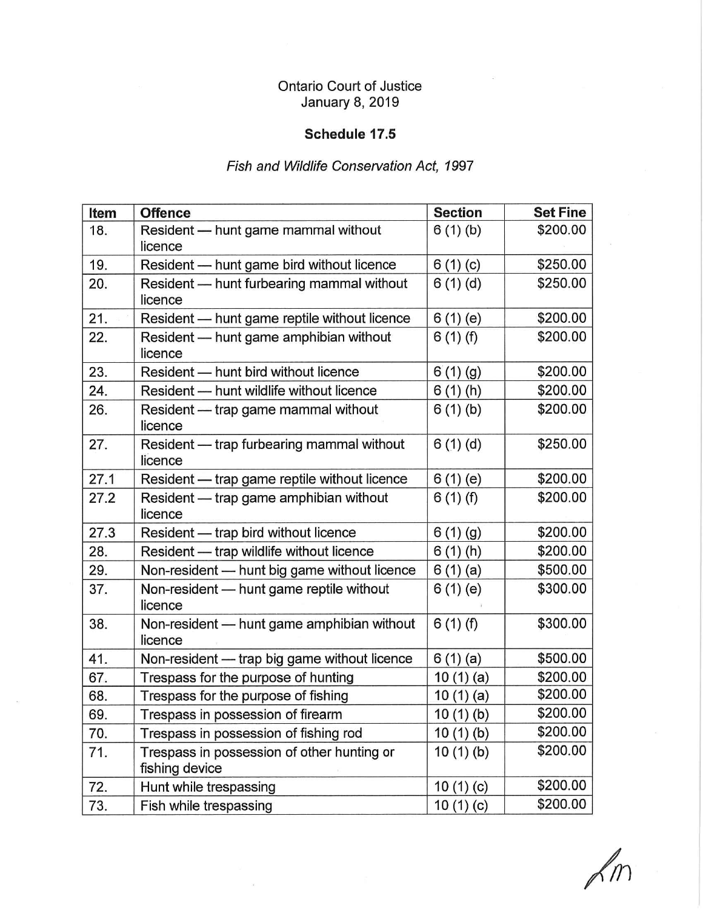Ontario Court of Justice
January 8, 2019

**Schedule 17.5**

*Fish and Wildlife Conservation Act, 1997*

| Item | Offence | Section | Set Fine |
|---|---|---|---|
| 18. | Resident — hunt game mammal without licence | 6 (1) (b) | $200.00 |
| 19. | Resident — hunt game bird without licence | 6 (1) (c) | $250.00 |
| 20. | Resident — hunt furbearing mammal without licence | 6 (1) (d) | $250.00 |
| 21. | Resident — hunt game reptile without licence | 6 (1) (e) | $200.00 |
| 22. | Resident — hunt game amphibian without licence | 6 (1) (f) | $200.00 |
| 23. | Resident — hunt bird without licence | 6 (1) (g) | $200.00 |
| 24. | Resident — hunt wildlife without licence | 6 (1) (h) | $200.00 |
| 26. | Resident — trap game mammal without licence | 6 (1) (b) | $200.00 |
| 27. | Resident — trap furbearing mammal without licence | 6 (1) (d) | $250.00 |
| 27.1 | Resident — trap game reptile without licence | 6 (1) (e) | $200.00 |
| 27.2 | Resident — trap game amphibian without licence | 6 (1) (f) | $200.00 |
| 27.3 | Resident — trap bird without licence | 6 (1) (g) | $200.00 |
| 28. | Resident — trap wildlife without licence | 6 (1) (h) | $200.00 |
| 29. | Non-resident — hunt big game without licence | 6 (1) (a) | $500.00 |
| 37. | Non-resident — hunt game reptile without licence | 6 (1) (e) | $300.00 |
| 38. | Non-resident — hunt game amphibian without licence | 6 (1) (f) | $300.00 |
| 41. | Non-resident — trap big game without licence | 6 (1) (a) | $500.00 |
| 67. | Trespass for the purpose of hunting | 10 (1) (a) | $200.00 |
| 68. | Trespass for the purpose of fishing | 10 (1) (a) | $200.00 |
| 69. | Trespass in possession of firearm | 10 (1) (b) | $200.00 |
| 70. | Trespass in possession of fishing rod | 10 (1) (b) | $200.00 |
| 71. | Trespass in possession of other hunting or fishing device | 10 (1) (b) | $200.00 |
| 72. | Hunt while trespassing | 10 (1) (c) | $200.00 |
| 73. | Fish while trespassing | 10 (1) (c) | $200.00 |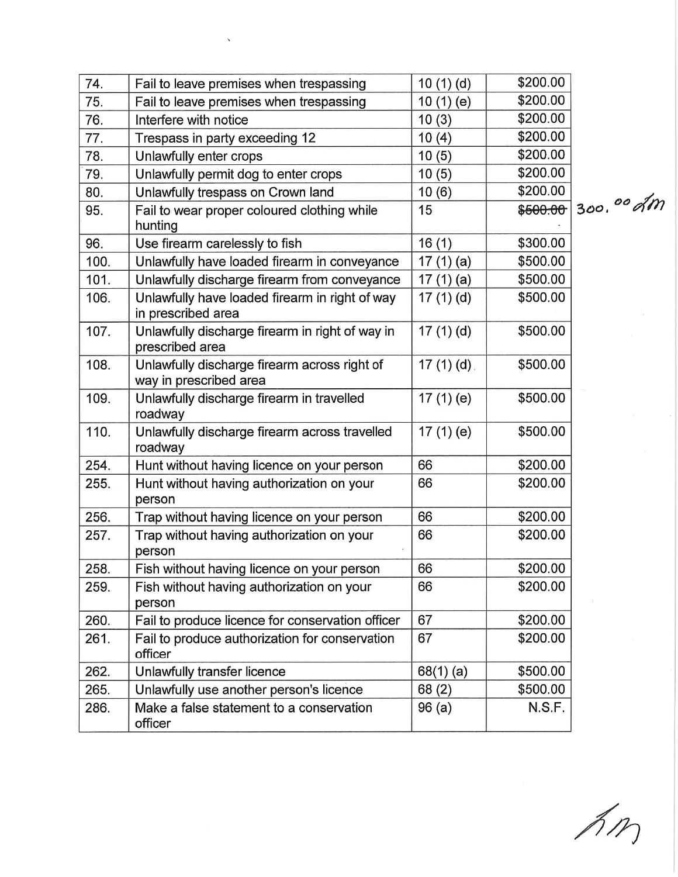| | | | |
|---|---|---|---|
| 74. | Fail to leave premises when trespassing | 10 (1) (d) | $200.00 |
| 75. | Fail to leave premises when trespassing | 10 (1) (e) | $200.00 |
| 76. | Interfere with notice | 10 (3) | $200.00 |
| 77. | Trespass in party exceeding 12 | 10 (4) | $200.00 |
| 78. | Unlawfully enter crops | 10 (5) | $200.00 |
| 79. | Unlawfully permit dog to enter crops | 10 (5) | $200.00 |
| 80. | Unlawfully trespass on Crown land | 10 (6) | $200.00 |
| 95. | Fail to wear proper coloured clothing while hunting | 15 | ~~$500.00~~ 300.00 dm |
| 96. | Use firearm carelessly to fish | 16 (1) | $300.00 |
| 100. | Unlawfully have loaded firearm in conveyance | 17 (1) (a) | $500.00 |
| 101. | Unlawfully discharge firearm from conveyance | 17 (1) (a) | $500.00 |
| 106. | Unlawfully have loaded firearm in right of way in prescribed area | 17 (1) (d) | $500.00 |
| 107. | Unlawfully discharge firearm in right of way in prescribed area | 17 (1) (d) | $500.00 |
| 108. | Unlawfully discharge firearm across right of way in prescribed area | 17 (1) (d) | $500.00 |
| 109. | Unlawfully discharge firearm in travelled roadway | 17 (1) (e) | $500.00 |
| 110. | Unlawfully discharge firearm across travelled roadway | 17 (1) (e) | $500.00 |
| 254. | Hunt without having licence on your person | 66 | $200.00 |
| 255. | Hunt without having authorization on your person | 66 | $200.00 |
| 256. | Trap without having licence on your person | 66 | $200.00 |
| 257. | Trap without having authorization on your person | 66 | $200.00 |
| 258. | Fish without having licence on your person | 66 | $200.00 |
| 259. | Fish without having authorization on your person | 66 | $200.00 |
| 260. | Fail to produce licence for conservation officer | 67 | $200.00 |
| 261. | Fail to produce authorization for conservation officer | 67 | $200.00 |
| 262. | Unlawfully transfer licence | 68(1) (a) | $500.00 |
| 265. | Unlawfully use another person's licence | 68 (2) | $500.00 |
| 286. | Make a false statement to a conservation officer | 96 (a) | N.S.F. |